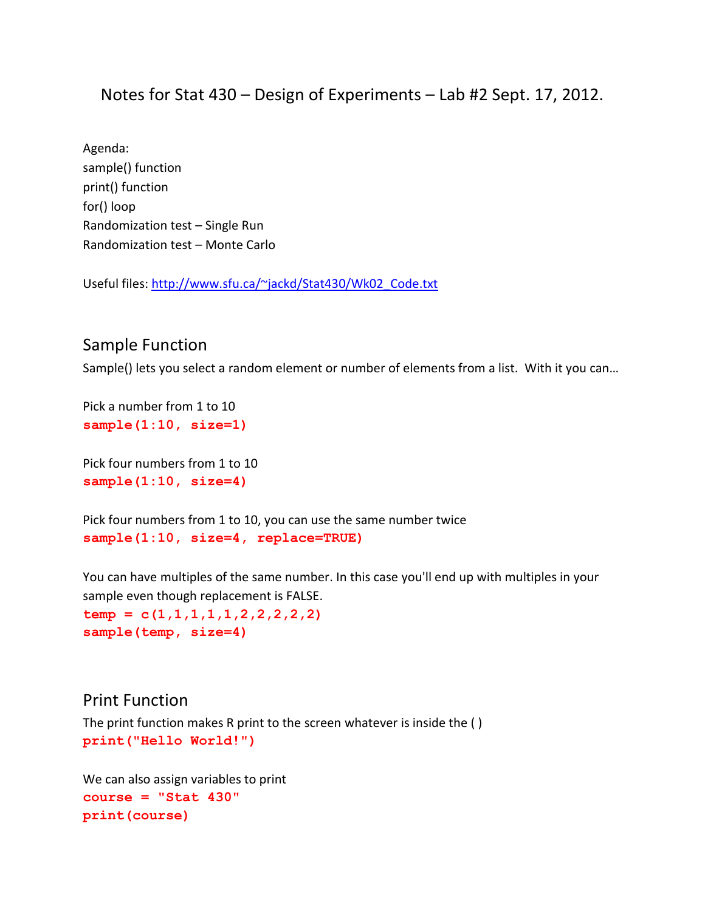# Notes for Stat 430 – Design of Experiments – Lab #2 Sept. 17, 2012.

Agenda:
sample() function
print() function
for() loop
Randomization test – Single Run
Randomization test – Monte Carlo

Useful files: http://www.sfu.ca/~jackd/Stat430/Wk02_Code.txt

## Sample Function

Sample() lets you select a random element or number of elements from a list. With it you can…

Pick a number from 1 to 10

```
sample(1:10, size=1)
```

Pick four numbers from 1 to 10

```
sample(1:10, size=4)
```

Pick four numbers from 1 to 10, you can use the same number twice

```
sample(1:10, size=4, replace=TRUE)
```

You can have multiples of the same number. In this case you'll end up with multiples in your sample even though replacement is FALSE.

```
temp = c(1,1,1,1,1,2,2,2,2,2)
sample(temp, size=4)
```

## Print Function

The print function makes R print to the screen whatever is inside the ( )

```
print("Hello World!")
```

We can also assign variables to print

```
course = "Stat 430"
print(course)
```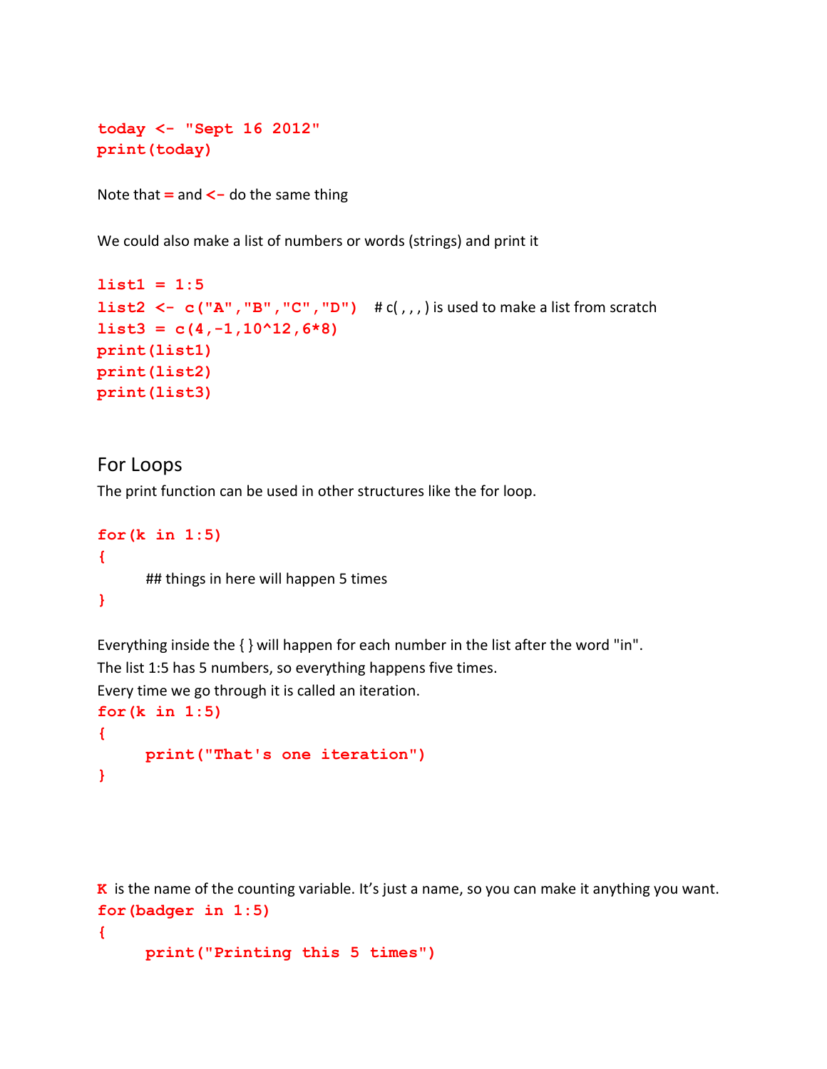```
today <- "Sept 16 2012"
print(today)
```

Note that **=** and **<-** do the same thing

We could also make a list of numbers or words (strings) and print it

```
list1 = 1:5
list2 <- c("A","B","C","D")   # c( , , , ) is used to make a list from scratch
list3 = c(4,-1,10^12,6*8)
print(list1)
print(list2)
print(list3)
```

## For Loops

The print function can be used in other structures like the for loop.

```
for(k in 1:5)
{
    ## things in here will happen 5 times
}
```

Everything inside the { } will happen for each number in the list after the word "in".
The list 1:5 has 5 numbers, so everything happens five times.
Every time we go through it is called an iteration.

```
for(k in 1:5)
{
    print("That's one iteration")
}
```

**K** is the name of the counting variable. It's just a name, so you can make it anything you want.

```
for(badger in 1:5)
{
    print("Printing this 5 times")
```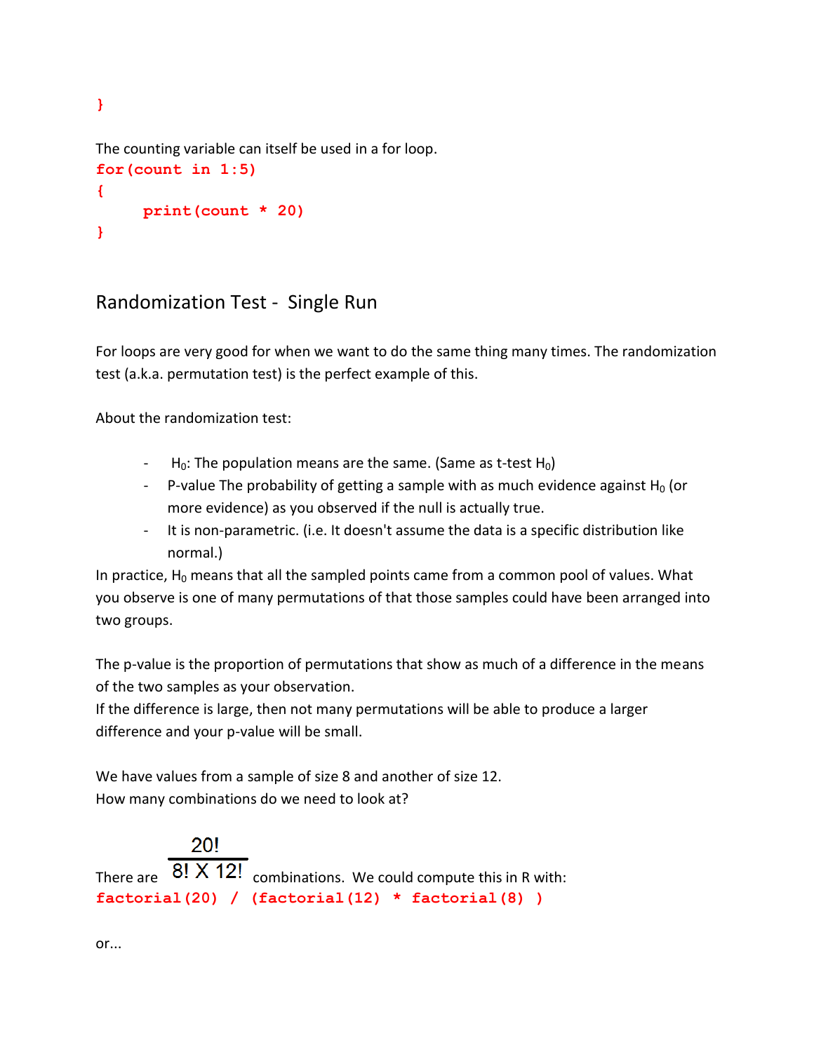```
}
```

The counting variable can itself be used in a for loop.

```
for(count in 1:5)
{
     print(count * 20)
}
```

## Randomization Test - Single Run

For loops are very good for when we want to do the same thing many times. The randomization test (a.k.a. permutation test) is the perfect example of this.

About the randomization test:

- $H_0$: The population means are the same. (Same as t-test $H_0$)
- P-value The probability of getting a sample with as much evidence against $H_0$ (or more evidence) as you observed if the null is actually true.
- It is non-parametric. (i.e. It doesn't assume the data is a specific distribution like normal.)

In practice, $H_0$ means that all the sampled points came from a common pool of values. What you observe is one of many permutations of that those samples could have been arranged into two groups.

The p-value is the proportion of permutations that show as much of a difference in the means of the two samples as your observation.
If the difference is large, then not many permutations will be able to produce a larger difference and your p-value will be small.

We have values from a sample of size 8 and another of size 12.
How many combinations do we need to look at?

There are $\frac{20!}{8! \times 12!}$ combinations. We could compute this in R with:

```
factorial(20) / (factorial(12) * factorial(8) )
```

or...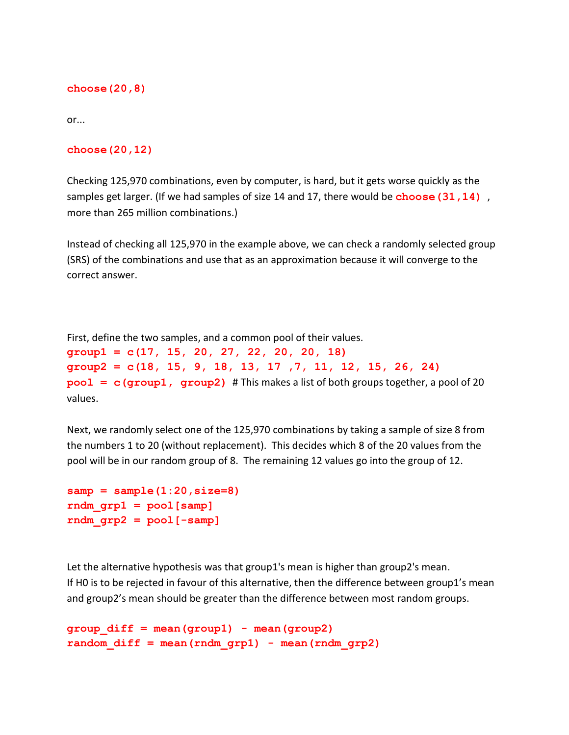```
choose(20,8)
```

or...

```
choose(20,12)
```

Checking 125,970 combinations, even by computer, is hard, but it gets worse quickly as the samples get larger. (If we had samples of size 14 and 17, there would be `choose(31,14)` , more than 265 million combinations.)

Instead of checking all 125,970 in the example above, we can check a randomly selected group (SRS) of the combinations and use that as an approximation because it will converge to the correct answer.

First, define the two samples, and a common pool of their values.

```
group1 = c(17, 15, 20, 27, 22, 20, 20, 18)
group2 = c(18, 15, 9, 18, 13, 17 ,7, 11, 12, 15, 26, 24)
pool = c(group1, group2)
```

# This makes a list of both groups together, a pool of 20 values.

Next, we randomly select one of the 125,970 combinations by taking a sample of size 8 from the numbers 1 to 20 (without replacement). This decides which 8 of the 20 values from the pool will be in our random group of 8. The remaining 12 values go into the group of 12.

```
samp = sample(1:20,size=8)
rndm_grp1 = pool[samp]
rndm_grp2 = pool[-samp]
```

Let the alternative hypothesis was that group1's mean is higher than group2's mean.
If H0 is to be rejected in favour of this alternative, then the difference between group1's mean and group2's mean should be greater than the difference between most random groups.

```
group_diff = mean(group1) - mean(group2)
random_diff = mean(rndm_grp1) - mean(rndm_grp2)
```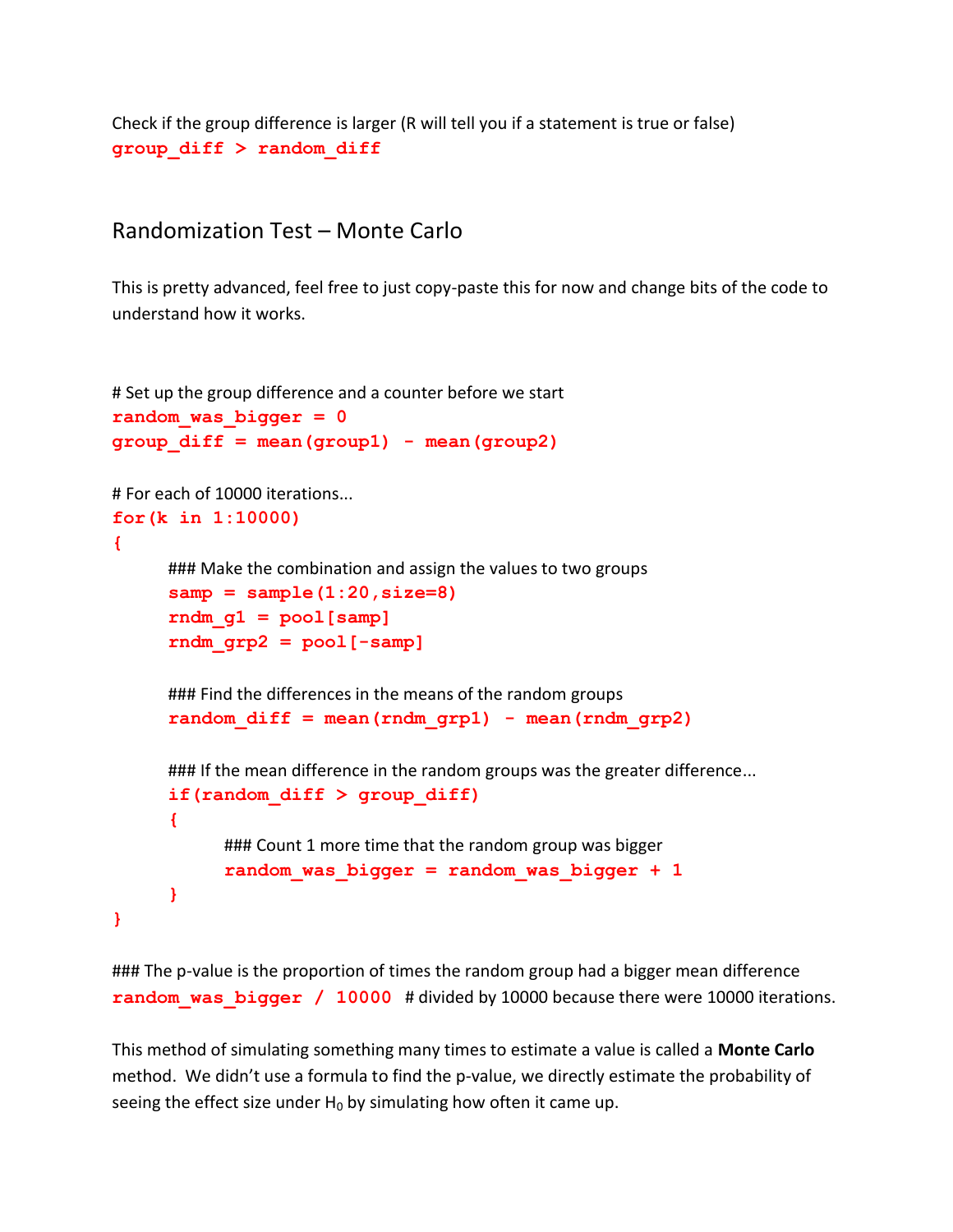Check if the group difference is larger (R will tell you if a statement is true or false)

```
group_diff > random_diff
```

## Randomization Test – Monte Carlo

This is pretty advanced, feel free to just copy-paste this for now and change bits of the code to understand how it works.

```
# Set up the group difference and a counter before we start
random_was_bigger = 0
group_diff = mean(group1) - mean(group2)

# For each of 10000 iterations...
for(k in 1:10000)
{
	### Make the combination and assign the values to two groups
	samp = sample(1:20,size=8)
	rndm_g1 = pool[samp]
	rndm_grp2 = pool[-samp]

	### Find the differences in the means of the random groups
	random_diff = mean(rndm_grp1) - mean(rndm_grp2)

	### If the mean difference in the random groups was the greater difference...
	if(random_diff > group_diff)
	{
		### Count 1 more time that the random group was bigger
		random_was_bigger = random_was_bigger + 1
	}
}

### The p-value is the proportion of times the random group had a bigger mean difference
random_was_bigger / 10000  # divided by 10000 because there were 10000 iterations.
```

This method of simulating something many times to estimate a value is called a **Monte Carlo** method. We didn't use a formula to find the p-value, we directly estimate the probability of seeing the effect size under $H_0$ by simulating how often it came up.